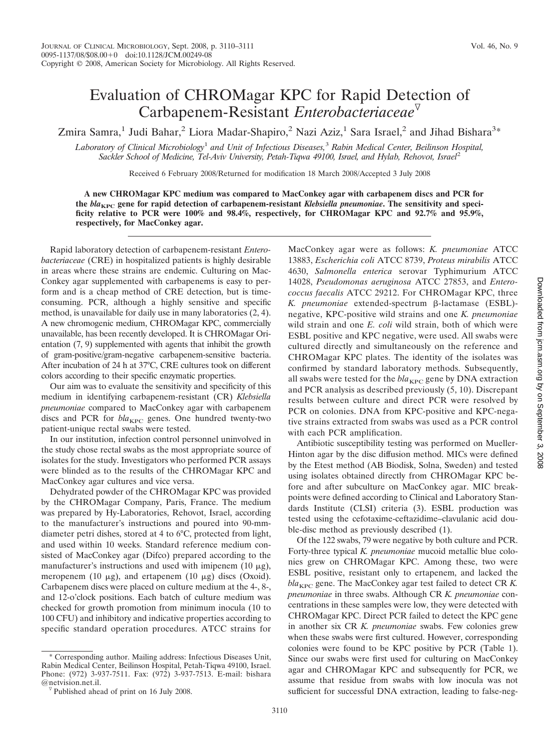# Evaluation of CHROMagar KPC for Rapid Detection of Carbapenem-Resistant *Enterobacteriaceae*[▽]

Zmira Samra,[1] Judi Bahar,[2] Liora Madar-Shapiro,[2] Nazi Aziz,[1] Sara Israel,[2] and Jihad Bishara[3]*

*Laboratory of Clinical Microbiology[1] and Unit of Infectious Diseases,[3] Rabin Medical Center, Beilinson Hospital, Sackler School of Medicine, Tel-Aviv University, Petah-Tiqwa 49100, Israel, and Hylab, Rehovot, Israel[2]*

Received 6 February 2008/Returned for modification 18 March 2008/Accepted 3 July 2008

**A new CHROMagar KPC medium was compared to MacConkey agar with carbapenem discs and PCR for the *bla*$_{KPC}$ gene for rapid detection of carbapenem-resistant *Klebsiella pneumoniae*. The sensitivity and specificity relative to PCR were 100% and 98.4%, respectively, for CHROMagar KPC and 92.7% and 95.9%, respectively, for MacConkey agar.**

---

Rapid laboratory detection of carbapenem-resistant *Enterobacteriaceae* (CRE) in hospitalized patients is highly desirable in areas where these strains are endemic. Culturing on MacConkey agar supplemented with carbapenems is easy to perform and is a cheap method of CRE detection, but is time-consuming. PCR, although a highly sensitive and specific method, is unavailable for daily use in many laboratories (2, 4). A new chromogenic medium, CHROMagar KPC, commercially unavailable, has been recently developed. It is CHROMagar Orientation (7, 9) supplemented with agents that inhibit the growth of gram-positive/gram-negative carbapenem-sensitive bacteria. After incubation of 24 h at 37°C, CRE cultures took on different colors according to their specific enzymatic properties.

Our aim was to evaluate the sensitivity and specificity of this medium in identifying carbapenem-resistant (CR) *Klebsiella pneumoniae* compared to MacConkey agar with carbapenem discs and PCR for *bla*$_{KPC}$ genes. One hundred twenty-two patient-unique rectal swabs were tested.

In our institution, infection control personnel uninvolved in the study chose rectal swabs as the most appropriate source of isolates for the study. Investigators who performed PCR assays were blinded as to the results of the CHROMagar KPC and MacConkey agar cultures and vice versa.

Dehydrated powder of the CHROMagar KPC was provided by the CHROMagar Company, Paris, France. The medium was prepared by Hy-Laboratories, Rehovot, Israel, according to the manufacturer's instructions and poured into 90-mm-diameter petri dishes, stored at 4 to 6°C, protected from light, and used within 10 weeks. Standard reference medium consisted of MacConkey agar (Difco) prepared according to the manufacturer's instructions and used with imipenem (10 μg), meropenem (10 μg), and ertapenem (10 μg) discs (Oxoid). Carbapenem discs were placed on culture medium at the 4-, 8-, and 12-o'clock positions. Each batch of culture medium was checked for growth promotion from minimum inocula (10 to 100 CFU) and inhibitory and indicative properties according to specific standard operation procedures. ATCC strains for MacConkey agar were as follows: *K. pneumoniae* ATCC 13883, *Escherichia coli* ATCC 8739, *Proteus mirabilis* ATCC 4630, *Salmonella enterica* serovar Typhimurium ATCC 14028, *Pseudomonas aeruginosa* ATCC 27853, and *Enterococcus faecalis* ATCC 29212. For CHROMagar KPC, three *K. pneumoniae* extended-spectrum β-lactamase (ESBL)-negative, KPC-positive wild strains and one *K. pneumoniae* wild strain and one *E. coli* wild strain, both of which were ESBL positive and KPC negative, were used. All swabs were cultured directly and simultaneously on the reference and CHROMagar KPC plates. The identity of the isolates was confirmed by standard laboratory methods. Subsequently, all swabs were tested for the *bla*$_{KPC}$ gene by DNA extraction and PCR analysis as described previously (5, 10). Discrepant results between culture and direct PCR were resolved by PCR on colonies. DNA from KPC-positive and KPC-negative strains extracted from swabs was used as a PCR control with each PCR amplification.

Antibiotic susceptibility testing was performed on Mueller-Hinton agar by the disc diffusion method. MICs were defined by the Etest method (AB Biodisk, Solna, Sweden) and tested using isolates obtained directly from CHROMagar KPC before and after subculture on MacConkey agar. MIC breakpoints were defined according to Clinical and Laboratory Standards Institute (CLSI) criteria (3). ESBL production was tested using the cefotaxime-ceftazidime–clavulanic acid double-disc method as previously described (1).

Of the 122 swabs, 79 were negative by both culture and PCR. Forty-three typical *K. pneumoniae* mucoid metallic blue colonies grew on CHROMagar KPC. Among these, two were ESBL positive, resistant only to ertapenem, and lacked the *bla*$_{KPC}$ gene. The MacConkey agar test failed to detect CR *K. pneumoniae* in three swabs. Although CR *K. pneumoniae* concentrations in these samples were low, they were detected with CHROMagar KPC. Direct PCR failed to detect the KPC gene in another six CR *K. pneumoniae* swabs. Few colonies grew when these swabs were first cultured. However, corresponding colonies were found to be KPC positive by PCR (Table 1). Since our swabs were first used for culturing on MacConkey agar and CHROMagar KPC and subsequently for PCR, we assume that residue from swabs with low inocula was not sufficient for successful DNA extraction, leading to false-neg-

---

\* Corresponding author. Mailing address: Infectious Diseases Unit, Rabin Medical Center, Beilinson Hospital, Petah-Tiqwa 49100, Israel. Phone: (972) 3-937-7511. Fax: (972) 3-937-7513. E-mail: bishara@netvision.net.il.

▽ Published ahead of print on 16 July 2008.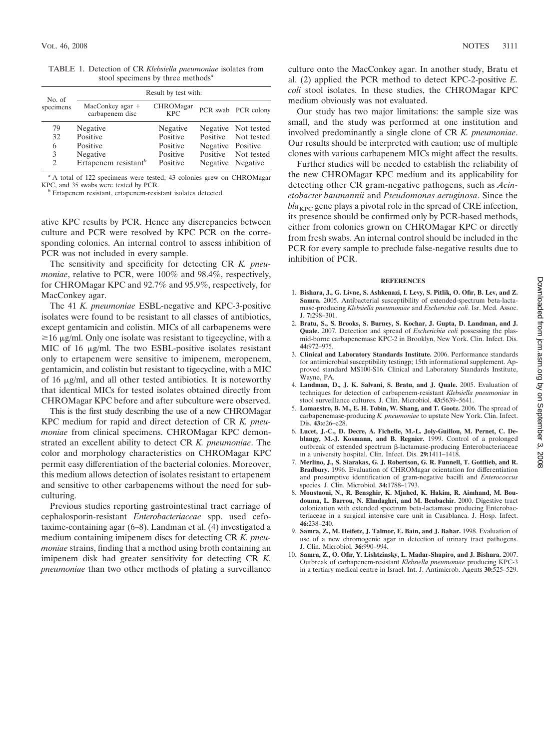TABLE 1. Detection of CR *Klebsiella pneumoniae* isolates from stool specimens by three methods[a]

| No. of specimens | Result by test with: | | | |
|---|---|---|---|---|
| | MacConkey agar + carbapenem disc | CHROMagar KPC | PCR swab | PCR colony |
| 79 | Negative | Negative | Negative | Not tested |
| 32 | Positive | Positive | Positive | Not tested |
| 6 | Positive | Positive | Negative | Positive |
| 3 | Negative | Positive | Positive | Not tested |
| 2 | Ertapenem resistant[b] | Positive | Negative | Negative |

[a] A total of 122 specimens were tested; 43 colonies grew on CHROMagar KPC, and 35 swabs were tested by PCR.

[b] Ertapenem resistant, ertapenem-resistant isolates detected.

ative KPC results by PCR. Hence any discrepancies between culture and PCR were resolved by KPC PCR on the corresponding colonies. An internal control to assess inhibition of PCR was not included in every sample.

The sensitivity and specificity for detecting CR *K. pneumoniae*, relative to PCR, were 100% and 98.4%, respectively, for CHROMagar KPC and 92.7% and 95.9%, respectively, for MacConkey agar.

The 41 *K. pneumoniae* ESBL-negative and KPC-3-positive isolates were found to be resistant to all classes of antibiotics, except gentamicin and colistin. MICs of all carbapenems were ≥16 μg/ml. Only one isolate was resistant to tigecycline, with a MIC of 16 μg/ml. The two ESBL-positive isolates resistant only to ertapenem were sensitive to imipenem, meropenem, gentamicin, and colistin but resistant to tigecycline, with a MIC of 16 μg/ml, and all other tested antibiotics. It is noteworthy that identical MICs for tested isolates obtained directly from CHROMagar KPC before and after subculture were observed.

This is the first study describing the use of a new CHROMagar KPC medium for rapid and direct detection of CR *K. pneumoniae* from clinical specimens. CHROMagar KPC demonstrated an excellent ability to detect CR *K. pneumoniae*. The color and morphology characteristics on CHROMagar KPC permit easy differentiation of the bacterial colonies. Moreover, this medium allows detection of isolates resistant to ertapenem and sensitive to other carbapenems without the need for subculturing.

Previous studies reporting gastrointestinal tract carriage of cephalosporin-resistant *Enterobacteriaceae* spp. used cefotaxime-containing agar (6–8). Landman et al. (4) investigated a medium containing imipenem discs for detecting CR *K. pneumoniae* strains, finding that a method using broth containing an imipenem disk had greater sensitivity for detecting CR *K. pneumoniae* than two other methods of plating a surveillance culture onto the MacConkey agar. In another study, Bratu et al. (2) applied the PCR method to detect KPC-2-positive *E. coli* stool isolates. In these studies, the CHROMagar KPC medium obviously was not evaluated.

Our study has two major limitations: the sample size was small, and the study was performed at one institution and involved predominantly a single clone of CR *K. pneumoniae*. Our results should be interpreted with caution; use of multiple clones with various carbapenem MICs might affect the results.

Further studies will be needed to establish the reliability of the new CHROMagar KPC medium and its applicability for detecting other CR gram-negative pathogens, such as *Acinetobacter baumannii* and *Pseudomonas aeruginosa*. Since the $bla_{KPC}$ gene plays a pivotal role in the spread of CRE infection, its presence should be confirmed only by PCR-based methods, either from colonies grown on CHROMagar KPC or directly from fresh swabs. An internal control should be included in the PCR for every sample to preclude false-negative results due to inhibition of PCR.

## REFERENCES

1. **Bishara, J., G. Livne, S. Ashkenazi, I. Levy, S. Pitlik, O. Ofir, B. Lev, and Z. Samra.** 2005. Antibacterial susceptibility of extended-spectrum beta-lactamase-producing *Klebsiella pneumoniae* and *Escherichia coli*. Isr. Med. Assoc. J. **7:**298–301.
2. **Bratu, S., S. Brooks, S. Burney, S. Kochar, J. Gupta, D. Landman, and J. Quale.** 2007. Detection and spread of *Escherichia coli* possessing the plasmid-borne carbapenemase KPC-2 in Brooklyn, New York. Clin. Infect. Dis. **44:**972–975.
3. **Clinical and Laboratory Standards Institute.** 2006. Performance standards for antimicrobial susceptibility testingp; 15th informational supplement. Approved standard MS100-S16. Clinical and Laboratory Standards Institute, Wayne, PA.
4. **Landman, D., J. K. Salvani, S. Bratu, and J. Quale.** 2005. Evaluation of techniques for detection of carbapenem-resistant *Klebsiella pneumoniae* in stool surveillance cultures. J. Clin. Microbiol. **43:**5639–5641.
5. **Lomaestro, B. M., E. H. Tobin, W. Shang, and T. Gootz.** 2006. The spread of carbapenemase-producing *K. pneumoniae* to upstate New York. Clin. Infect. Dis. **43:**e26–e28.
6. **Lucet, J.-C., D. Decre, A. Fichelle, M.-L. Joly-Guillou, M. Pernet, C. Deblangy, M.-J. Kosmann, and B. Regnier.** 1999. Control of a prolonged outbreak of extended spectrum β-lactamase-producing Enterobacteriaceae in a university hospital. Clin. Infect. Dis. **29:**1411–1418.
7. **Merlino, J., S. Siarakas, G. J. Robertson, G. R. Funnell, T. Gottlieb, and R. Bradbury.** 1996. Evaluation of CHROMagar orientation for differentiation and presumptive identification of gram-negative bacilli and *Enterococcus* species. J. Clin. Microbiol. **34:**1788–1793.
8. **Moustaoui, N., R. Bensghir, K. Mjahed, K. Hakim, R. Aimhand, M. Boudouma, L. Barrou, N. Elmdaghri, and M. Benbachir.** 2000. Digestive tract colonization with extended spectrum beta-lactamase producing Enterobacteriaceae in a surgical intensive care unit in Casablanca. J. Hosp. Infect. **46:**238–240.
9. **Samra, Z., M. Heifetz, J. Talmor, E. Bain, and J. Bahar.** 1998. Evaluation of use of a new chromogenic agar in detection of urinary tract pathogens. J. Clin. Microbiol. **36:**990–994.
10. **Samra, Z., O. Ofir, Y. Lishtzinsky, L. Madar-Shapiro, and J. Bishara.** 2007. Outbreak of carbapenem-resistant *Klebsiella pneumoniae* producing KPC-3 in a tertiary medical centre in Israel. Int. J. Antimicrob. Agents **30:**525–529.